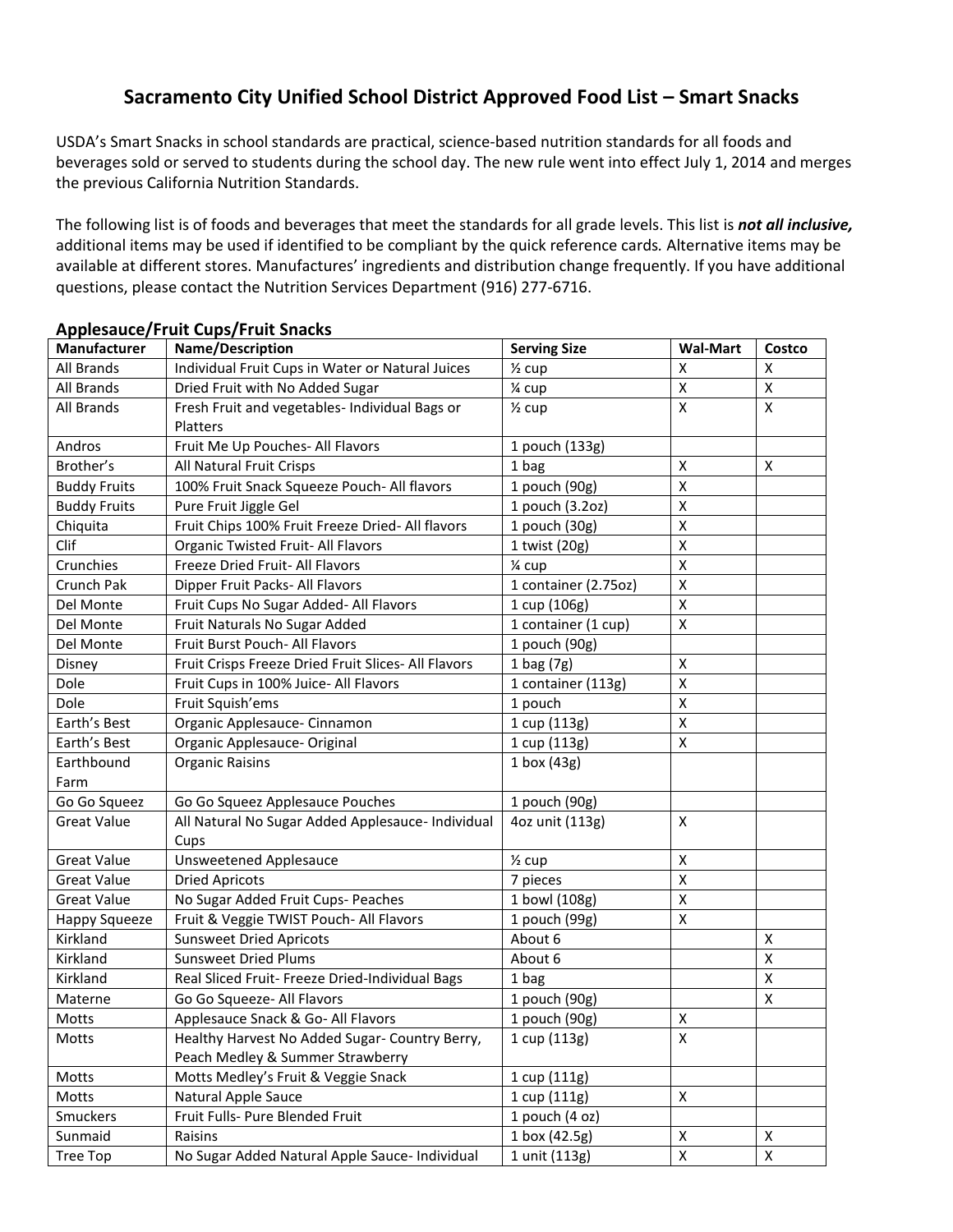# Sacramento City Unified School District Approved Food List – Smart Snacks

USDA's Smart Snacks in school standards are practical, science-based nutrition standards for all foods and beverages sold or served to students during the school day. The new rule went into effect July 1, 2014 and merges the previous California Nutrition Standards.

The following list is of foods and beverages that meet the standards for all grade levels. This list is ***not all inclusive,*** additional items may be used if identified to be compliant by the quick reference cards. Alternative items may be available at different stores. Manufactures' ingredients and distribution change frequently. If you have additional questions, please contact the Nutrition Services Department (916) 277-6716.

## Applesauce/Fruit Cups/Fruit Snacks

| Manufacturer | Name/Description | Serving Size | Wal-Mart | Costco |
|---|---|---|---|---|
| All Brands | Individual Fruit Cups in Water or Natural Juices | ½ cup | X | X |
| All Brands | Dried Fruit with No Added Sugar | ¼ cup | X | X |
| All Brands | Fresh Fruit and vegetables- Individual Bags or Platters | ½ cup | X | X |
| Andros | Fruit Me Up Pouches- All Flavors | 1 pouch (133g) | | |
| Brother's | All Natural Fruit Crisps | 1 bag | X | X |
| Buddy Fruits | 100% Fruit Snack Squeeze Pouch- All flavors | 1 pouch (90g) | X | |
| Buddy Fruits | Pure Fruit Jiggle Gel | 1 pouch (3.2oz) | X | |
| Chiquita | Fruit Chips 100% Fruit Freeze Dried- All flavors | 1 pouch (30g) | X | |
| Clif | Organic Twisted Fruit- All Flavors | 1 twist (20g) | X | |
| Crunchies | Freeze Dried Fruit- All Flavors | ¼ cup | X | |
| Crunch Pak | Dipper Fruit Packs- All Flavors | 1 container (2.75oz) | X | |
| Del Monte | Fruit Cups No Sugar Added- All Flavors | 1 cup (106g) | X | |
| Del Monte | Fruit Naturals No Sugar Added | 1 container (1 cup) | X | |
| Del Monte | Fruit Burst Pouch- All Flavors | 1 pouch (90g) | | |
| Disney | Fruit Crisps Freeze Dried Fruit Slices- All Flavors | 1 bag (7g) | X | |
| Dole | Fruit Cups in 100% Juice- All Flavors | 1 container (113g) | X | |
| Dole | Fruit Squish'ems | 1 pouch | X | |
| Earth's Best | Organic Applesauce- Cinnamon | 1 cup (113g) | X | |
| Earth's Best | Organic Applesauce- Original | 1 cup (113g) | X | |
| Earthbound Farm | Organic Raisins | 1 box (43g) | | |
| Go Go Squeez | Go Go Squeez Applesauce Pouches | 1 pouch (90g) | | |
| Great Value | All Natural No Sugar Added Applesauce- Individual Cups | 4oz unit (113g) | X | |
| Great Value | Unsweetened Applesauce | ½ cup | X | |
| Great Value | Dried Apricots | 7 pieces | X | |
| Great Value | No Sugar Added Fruit Cups- Peaches | 1 bowl (108g) | X | |
| Happy Squeeze | Fruit & Veggie TWIST Pouch- All Flavors | 1 pouch (99g) | X | |
| Kirkland | Sunsweet Dried Apricots | About 6 | | X |
| Kirkland | Sunsweet Dried Plums | About 6 | | X |
| Kirkland | Real Sliced Fruit- Freeze Dried-Individual Bags | 1 bag | | X |
| Materne | Go Go Squeeze- All Flavors | 1 pouch (90g) | | X |
| Motts | Applesauce Snack & Go- All Flavors | 1 pouch (90g) | X | |
| Motts | Healthy Harvest No Added Sugar- Country Berry, Peach Medley & Summer Strawberry | 1 cup (113g) | X | |
| Motts | Motts Medley's Fruit & Veggie Snack | 1 cup (111g) | | |
| Motts | Natural Apple Sauce | 1 cup (111g) | X | |
| Smuckers | Fruit Fulls- Pure Blended Fruit | 1 pouch (4 oz) | | |
| Sunmaid | Raisins | 1 box (42.5g) | X | X |
| Tree Top | No Sugar Added Natural Apple Sauce- Individual | 1 unit (113g) | X | X |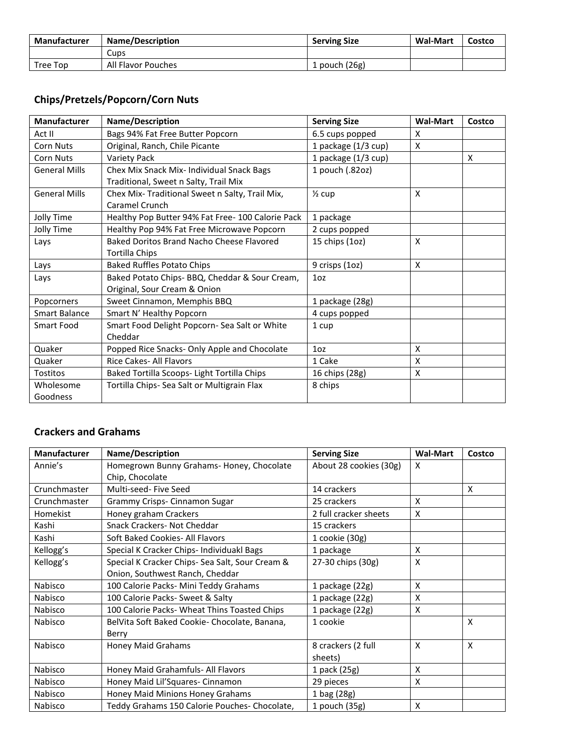| Manufacturer | Name/Description | Serving Size | Wal-Mart | Costco |
|---|---|---|---|---|
| | Cups | | | |
| Tree Top | All Flavor Pouches | 1 pouch (26g) | | |

## Chips/Pretzels/Popcorn/Corn Nuts

| Manufacturer | Name/Description | Serving Size | Wal-Mart | Costco |
|---|---|---|---|---|
| Act II | Bags 94% Fat Free Butter Popcorn | 6.5 cups popped | X | |
| Corn Nuts | Original, Ranch, Chile Picante | 1 package (1/3 cup) | X | |
| Corn Nuts | Variety Pack | 1 package (1/3 cup) | | X |
| General Mills | Chex Mix Snack Mix- Individual Snack Bags Traditional, Sweet n Salty, Trail Mix | 1 pouch (.82oz) | | |
| General Mills | Chex Mix- Traditional Sweet n Salty, Trail Mix, Caramel Crunch | ½ cup | X | |
| Jolly Time | Healthy Pop Butter 94% Fat Free- 100 Calorie Pack | 1 package | | |
| Jolly Time | Healthy Pop 94% Fat Free Microwave Popcorn | 2 cups popped | | |
| Lays | Baked Doritos Brand Nacho Cheese Flavored Tortilla Chips | 15 chips (1oz) | X | |
| Lays | Baked Ruffles Potato Chips | 9 crisps (1oz) | X | |
| Lays | Baked Potato Chips- BBQ, Cheddar & Sour Cream, Original, Sour Cream & Onion | 1oz | | |
| Popcorners | Sweet Cinnamon, Memphis BBQ | 1 package (28g) | | |
| Smart Balance | Smart N' Healthy Popcorn | 4 cups popped | | |
| Smart Food | Smart Food Delight Popcorn- Sea Salt or White Cheddar | 1 cup | | |
| Quaker | Popped Rice Snacks- Only Apple and Chocolate | 1oz | X | |
| Quaker | Rice Cakes- All Flavors | 1 Cake | X | |
| Tostitos | Baked Tortilla Scoops- Light Tortilla Chips | 16 chips (28g) | X | |
| Wholesome Goodness | Tortilla Chips- Sea Salt or Multigrain Flax | 8 chips | | |

## Crackers and Grahams

| Manufacturer | Name/Description | Serving Size | Wal-Mart | Costco |
|---|---|---|---|---|
| Annie's | Homegrown Bunny Grahams- Honey, Chocolate Chip, Chocolate | About 28 cookies (30g) | X | |
| Crunchmaster | Multi-seed- Five Seed | 14 crackers | | X |
| Crunchmaster | Grammy Crisps- Cinnamon Sugar | 25 crackers | X | |
| Homekist | Honey graham Crackers | 2 full cracker sheets | X | |
| Kashi | Snack Crackers- Not Cheddar | 15 crackers | | |
| Kashi | Soft Baked Cookies- All Flavors | 1 cookie (30g) | | |
| Kellogg's | Special K Cracker Chips- Individuakl Bags | 1 package | X | |
| Kellogg's | Special K Cracker Chips- Sea Salt, Sour Cream & Onion, Southwest Ranch, Cheddar | 27-30 chips (30g) | X | |
| Nabisco | 100 Calorie Packs- Mini Teddy Grahams | 1 package (22g) | X | |
| Nabisco | 100 Calorie Packs- Sweet & Salty | 1 package (22g) | X | |
| Nabisco | 100 Calorie Packs- Wheat Thins Toasted Chips | 1 package (22g) | X | |
| Nabisco | BelVita Soft Baked Cookie- Chocolate, Banana, Berry | 1 cookie | | X |
| Nabisco | Honey Maid Grahams | 8 crackers (2 full sheets) | X | X |
| Nabisco | Honey Maid Grahamfuls- All Flavors | 1 pack (25g) | X | |
| Nabisco | Honey Maid Lil'Squares- Cinnamon | 29 pieces | X | |
| Nabisco | Honey Maid Minions Honey Grahams | 1 bag (28g) | | |
| Nabisco | Teddy Grahams 150 Calorie Pouches- Chocolate, | 1 pouch (35g) | X | |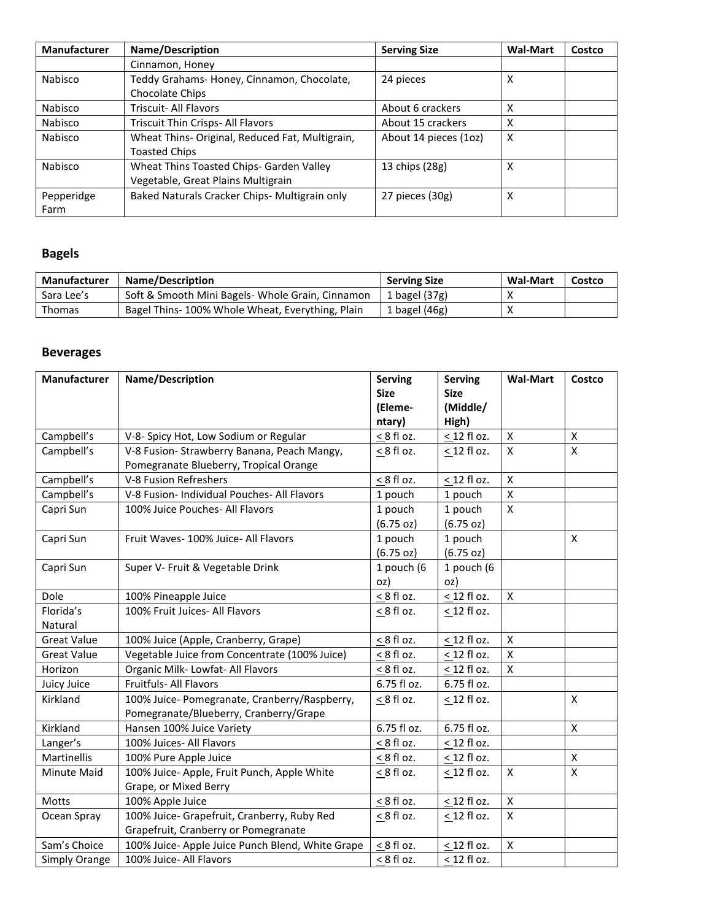| Manufacturer | Name/Description | Serving Size | Wal-Mart | Costco |
|---|---|---|---|---|
| | Cinnamon, Honey | | | |
| Nabisco | Teddy Grahams- Honey, Cinnamon, Chocolate, Chocolate Chips | 24 pieces | X | |
| Nabisco | Triscuit- All Flavors | About 6 crackers | X | |
| Nabisco | Triscuit Thin Crisps- All Flavors | About 15 crackers | X | |
| Nabisco | Wheat Thins- Original, Reduced Fat, Multigrain, Toasted Chips | About 14 pieces (1oz) | X | |
| Nabisco | Wheat Thins Toasted Chips- Garden Valley Vegetable, Great Plains Multigrain | 13 chips (28g) | X | |
| Pepperidge Farm | Baked Naturals Cracker Chips- Multigrain only | 27 pieces (30g) | X | |

## Bagels

| Manufacturer | Name/Description | Serving Size | Wal-Mart | Costco |
|---|---|---|---|---|
| Sara Lee's | Soft & Smooth Mini Bagels- Whole Grain, Cinnamon | 1 bagel (37g) | X | |
| Thomas | Bagel Thins- 100% Whole Wheat, Everything, Plain | 1 bagel (46g) | X | |

## Beverages

| Manufacturer | Name/Description | Serving Size (Elementary) | Serving Size (Middle/ High) | Wal-Mart | Costco |
|---|---|---|---|---|---|
| Campbell's | V-8- Spicy Hot, Low Sodium or Regular | ≤ 8 fl oz. | ≤ 12 fl oz. | X | X |
| Campbell's | V-8 Fusion- Strawberry Banana, Peach Mangy, Pomegranate Blueberry, Tropical Orange | ≤ 8 fl oz. | ≤ 12 fl oz. | X | X |
| Campbell's | V-8 Fusion Refreshers | ≤ 8 fl oz. | ≤ 12 fl oz. | X | |
| Campbell's | V-8 Fusion- Individual Pouches- All Flavors | 1 pouch | 1 pouch | X | |
| Capri Sun | 100% Juice Pouches- All Flavors | 1 pouch (6.75 oz) | 1 pouch (6.75 oz) | X | |
| Capri Sun | Fruit Waves- 100% Juice- All Flavors | 1 pouch (6.75 oz) | 1 pouch (6.75 oz) | | X |
| Capri Sun | Super V- Fruit & Vegetable Drink | 1 pouch (6 oz) | 1 pouch (6 oz) | | |
| Dole | 100% Pineapple Juice | ≤ 8 fl oz. | ≤ 12 fl oz. | X | |
| Florida's Natural | 100% Fruit Juices- All Flavors | ≤ 8 fl oz. | ≤ 12 fl oz. | | |
| Great Value | 100% Juice (Apple, Cranberry, Grape) | ≤ 8 fl oz. | ≤ 12 fl oz. | X | |
| Great Value | Vegetable Juice from Concentrate (100% Juice) | ≤ 8 fl oz. | ≤ 12 fl oz. | X | |
| Horizon | Organic Milk- Lowfat- All Flavors | ≤ 8 fl oz. | ≤ 12 fl oz. | X | |
| Juicy Juice | Fruitfuls- All Flavors | 6.75 fl oz. | 6.75 fl oz. | | |
| Kirkland | 100% Juice- Pomegranate, Cranberry/Raspberry, Pomegranate/Blueberry, Cranberry/Grape | ≤ 8 fl oz. | ≤ 12 fl oz. | | X |
| Kirkland | Hansen 100% Juice Variety | 6.75 fl oz. | 6.75 fl oz. | | X |
| Langer's | 100% Juices- All Flavors | ≤ 8 fl oz. | ≤ 12 fl oz. | | |
| Martinellis | 100% Pure Apple Juice | ≤ 8 fl oz. | ≤ 12 fl oz. | | X |
| Minute Maid | 100% Juice- Apple, Fruit Punch, Apple White Grape, or Mixed Berry | ≤ 8 fl oz. | ≤ 12 fl oz. | X | X |
| Motts | 100% Apple Juice | ≤ 8 fl oz. | ≤ 12 fl oz. | X | |
| Ocean Spray | 100% Juice- Grapefruit, Cranberry, Ruby Red Grapefruit, Cranberry or Pomegranate | ≤ 8 fl oz. | ≤ 12 fl oz. | X | |
| Sam's Choice | 100% Juice- Apple Juice Punch Blend, White Grape | ≤ 8 fl oz. | ≤ 12 fl oz. | X | |
| Simply Orange | 100% Juice- All Flavors | ≤ 8 fl oz. | ≤ 12 fl oz. | | |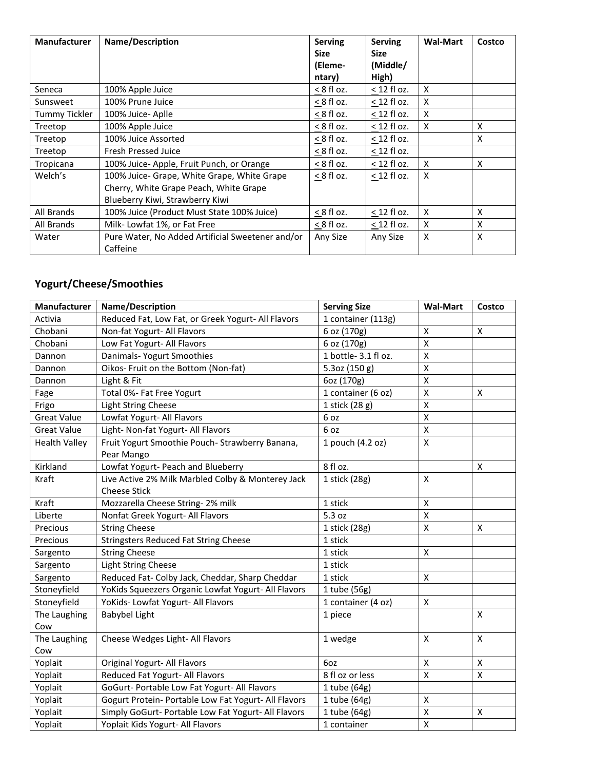| Manufacturer | Name/Description | Serving Size (Elementary) | Serving Size (Middle/ High) | Wal-Mart | Costco |
|---|---|---|---|---|---|
| Seneca | 100% Apple Juice | ≤ 8 fl oz. | ≤ 12 fl oz. | X | |
| Sunsweet | 100% Prune Juice | ≤ 8 fl oz. | ≤ 12 fl oz. | X | |
| Tummy Tickler | 100% Juice- Aplle | ≤ 8 fl oz. | ≤ 12 fl oz. | X | |
| Treetop | 100% Apple Juice | ≤ 8 fl oz. | ≤ 12 fl oz. | X | X |
| Treetop | 100% Juice Assorted | ≤ 8 fl oz. | ≤ 12 fl oz. | | X |
| Treetop | Fresh Pressed Juice | ≤ 8 fl oz. | ≤ 12 fl oz. | | |
| Tropicana | 100% Juice- Apple, Fruit Punch, or Orange | ≤ 8 fl oz. | ≤ 12 fl oz. | X | X |
| Welch's | 100% Juice- Grape, White Grape, White Grape Cherry, White Grape Peach, White Grape Blueberry Kiwi, Strawberry Kiwi | ≤ 8 fl oz. | ≤ 12 fl oz. | X | |
| All Brands | 100% Juice (Product Must State 100% Juice) | ≤ 8 fl oz. | ≤ 12 fl oz. | X | X |
| All Brands | Milk- Lowfat 1%, or Fat Free | ≤ 8 fl oz. | ≤ 12 fl oz. | X | X |
| Water | Pure Water, No Added Artificial Sweetener and/or Caffeine | Any Size | Any Size | X | X |

## Yogurt/Cheese/Smoothies

| Manufacturer | Name/Description | Serving Size | Wal-Mart | Costco |
|---|---|---|---|---|
| Activia | Reduced Fat, Low Fat, or Greek Yogurt- All Flavors | 1 container (113g) | | |
| Chobani | Non-fat Yogurt- All Flavors | 6 oz (170g) | X | X |
| Chobani | Low Fat Yogurt- All Flavors | 6 oz (170g) | X | |
| Dannon | Danimals- Yogurt Smoothies | 1 bottle- 3.1 fl oz. | X | |
| Dannon | Oikos- Fruit on the Bottom (Non-fat) | 5.3oz (150 g) | X | |
| Dannon | Light & Fit | 6oz (170g) | X | |
| Fage | Total 0%- Fat Free Yogurt | 1 container (6 oz) | X | X |
| Frigo | Light String Cheese | 1 stick (28 g) | X | |
| Great Value | Lowfat Yogurt- All Flavors | 6 oz | X | |
| Great Value | Light- Non-fat Yogurt- All Flavors | 6 oz | X | |
| Health Valley | Fruit Yogurt Smoothie Pouch- Strawberry Banana, Pear Mango | 1 pouch (4.2 oz) | X | |
| Kirkland | Lowfat Yogurt- Peach and Blueberry | 8 fl oz. | | X |
| Kraft | Live Active 2% Milk Marbled Colby & Monterey Jack Cheese Stick | 1 stick (28g) | X | |
| Kraft | Mozzarella Cheese String- 2% milk | 1 stick | X | |
| Liberte | Nonfat Greek Yogurt- All Flavors | 5.3 oz | X | |
| Precious | String Cheese | 1 stick (28g) | X | X |
| Precious | Stringsters Reduced Fat String Cheese | 1 stick | | |
| Sargento | String Cheese | 1 stick | X | |
| Sargento | Light String Cheese | 1 stick | | |
| Sargento | Reduced Fat- Colby Jack, Cheddar, Sharp Cheddar | 1 stick | X | |
| Stoneyfield | YoKids Squeezers Organic Lowfat Yogurt- All Flavors | 1 tube (56g) | | |
| Stoneyfield | YoKids- Lowfat Yogurt- All Flavors | 1 container (4 oz) | X | |
| The Laughing Cow | Babybel Light | 1 piece | | X |
| The Laughing Cow | Cheese Wedges Light- All Flavors | 1 wedge | X | X |
| Yoplait | Original Yogurt- All Flavors | 6oz | X | X |
| Yoplait | Reduced Fat Yogurt- All Flavors | 8 fl oz or less | X | X |
| Yoplait | GoGurt- Portable Low Fat Yogurt- All Flavors | 1 tube (64g) | | |
| Yoplait | Gogurt Protein- Portable Low Fat Yogurt- All Flavors | 1 tube (64g) | X | |
| Yoplait | Simply GoGurt- Portable Low Fat Yogurt- All Flavors | 1 tube (64g) | X | X |
| Yoplait | Yoplait Kids Yogurt- All Flavors | 1 container | X | |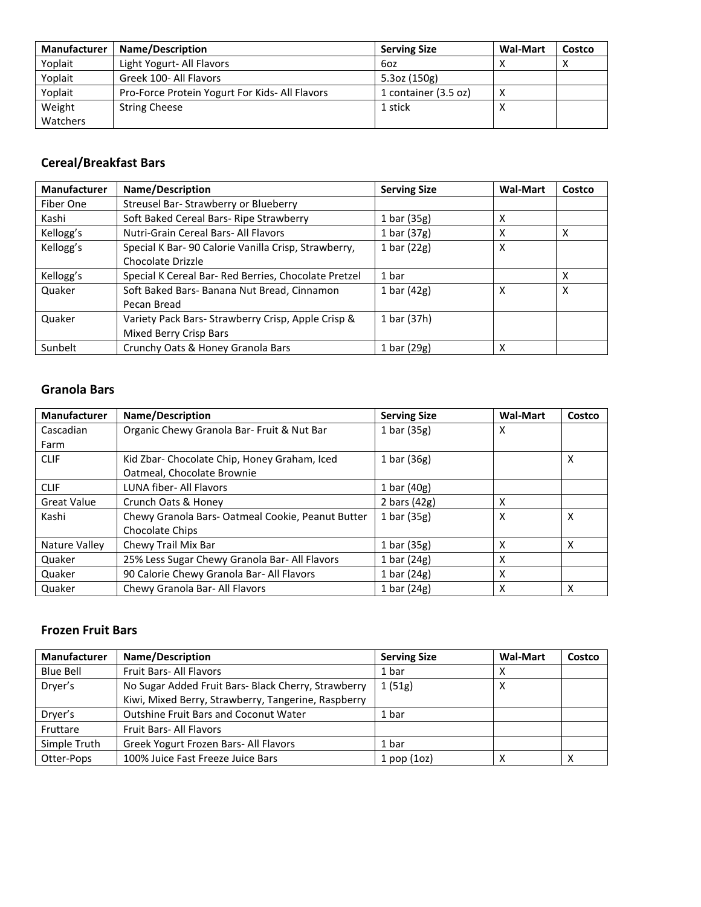| Manufacturer | Name/Description | Serving Size | Wal-Mart | Costco |
|---|---|---|---|---|
| Yoplait | Light Yogurt- All Flavors | 6oz | X | X |
| Yoplait | Greek 100- All Flavors | 5.3oz (150g) | | |
| Yoplait | Pro-Force Protein Yogurt For Kids- All Flavors | 1 container (3.5 oz) | X | |
| Weight Watchers | String Cheese | 1 stick | X | |

### Cereal/Breakfast Bars

| Manufacturer | Name/Description | Serving Size | Wal-Mart | Costco |
|---|---|---|---|---|
| Fiber One | Streusel Bar- Strawberry or Blueberry | | | |
| Kashi | Soft Baked Cereal Bars- Ripe Strawberry | 1 bar (35g) | X | |
| Kellogg's | Nutri-Grain Cereal Bars- All Flavors | 1 bar (37g) | X | X |
| Kellogg's | Special K Bar- 90 Calorie Vanilla Crisp, Strawberry, Chocolate Drizzle | 1 bar (22g) | X | |
| Kellogg's | Special K Cereal Bar- Red Berries, Chocolate Pretzel | 1 bar | | X |
| Quaker | Soft Baked Bars- Banana Nut Bread, Cinnamon Pecan Bread | 1 bar (42g) | X | X |
| Quaker | Variety Pack Bars- Strawberry Crisp, Apple Crisp & Mixed Berry Crisp Bars | 1 bar (37h) | | |
| Sunbelt | Crunchy Oats & Honey Granola Bars | 1 bar (29g) | X | |

### Granola Bars

| Manufacturer | Name/Description | Serving Size | Wal-Mart | Costco |
|---|---|---|---|---|
| Cascadian Farm | Organic Chewy Granola Bar- Fruit & Nut Bar | 1 bar (35g) | X | |
| CLIF | Kid Zbar- Chocolate Chip, Honey Graham, Iced Oatmeal, Chocolate Brownie | 1 bar (36g) | | X |
| CLIF | LUNA fiber- All Flavors | 1 bar (40g) | | |
| Great Value | Crunch Oats & Honey | 2 bars (42g) | X | |
| Kashi | Chewy Granola Bars- Oatmeal Cookie, Peanut Butter Chocolate Chips | 1 bar (35g) | X | X |
| Nature Valley | Chewy Trail Mix Bar | 1 bar (35g) | X | X |
| Quaker | 25% Less Sugar Chewy Granola Bar- All Flavors | 1 bar (24g) | X | |
| Quaker | 90 Calorie Chewy Granola Bar- All Flavors | 1 bar (24g) | X | |
| Quaker | Chewy Granola Bar- All Flavors | 1 bar (24g) | X | X |

### Frozen Fruit Bars

| Manufacturer | Name/Description | Serving Size | Wal-Mart | Costco |
|---|---|---|---|---|
| Blue Bell | Fruit Bars- All Flavors | 1 bar | X | |
| Dryer's | No Sugar Added Fruit Bars- Black Cherry, Strawberry Kiwi, Mixed Berry, Strawberry, Tangerine, Raspberry | 1 (51g) | X | |
| Dryer's | Outshine Fruit Bars and Coconut Water | 1 bar | | |
| Fruttare | Fruit Bars- All Flavors | | | |
| Simple Truth | Greek Yogurt Frozen Bars- All Flavors | 1 bar | | |
| Otter-Pops | 100% Juice Fast Freeze Juice Bars | 1 pop (1oz) | X | X |